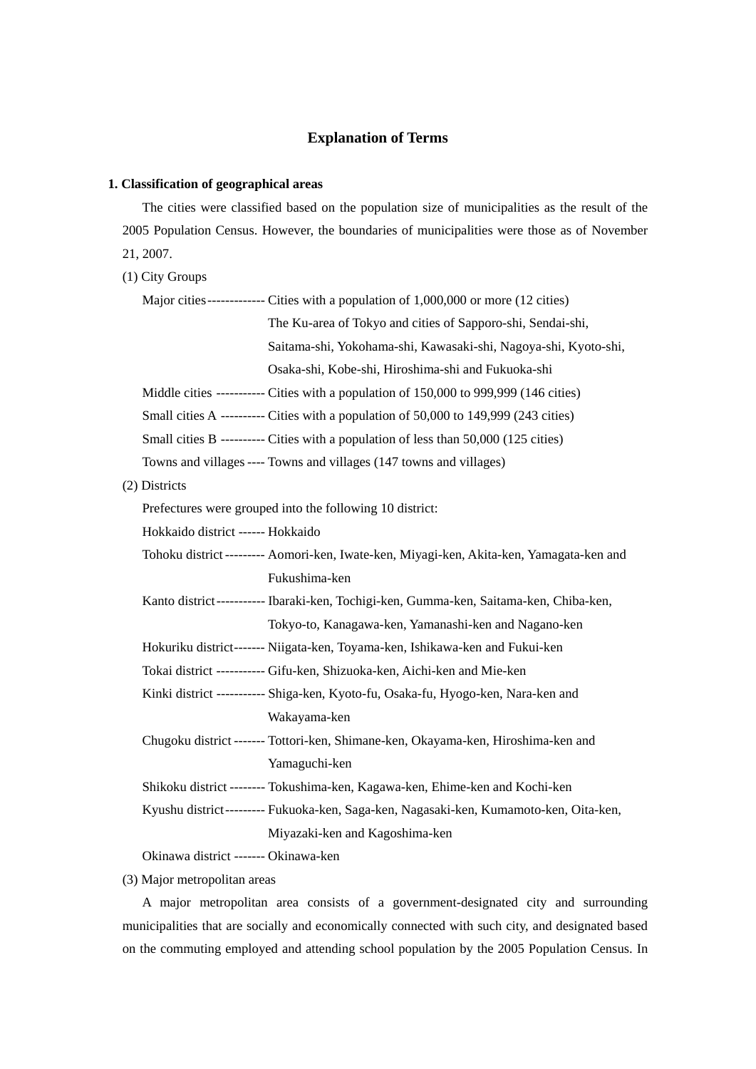# Explanation of Terms

## 1. Classification of geographical areas

The cities were classified based on the population size of municipalities as the result of the 2005 Population Census. However, the boundaries of municipalities were those as of November 21, 2007.

(1) City Groups

Major cities------------- Cities with a population of 1,000,000 or more (12 cities)
The Ku-area of Tokyo and cities of Sapporo-shi, Sendai-shi, Saitama-shi, Yokohama-shi, Kawasaki-shi, Nagoya-shi, Kyoto-shi, Osaka-shi, Kobe-shi, Hiroshima-shi and Fukuoka-shi

Middle cities ----------- Cities with a population of 150,000 to 999,999 (146 cities)

Small cities A ---------- Cities with a population of 50,000 to 149,999 (243 cities)

Small cities B ---------- Cities with a population of less than 50,000 (125 cities)

Towns and villages ---- Towns and villages (147 towns and villages)

(2) Districts

Prefectures were grouped into the following 10 district:

Hokkaido district ------ Hokkaido

Tohoku district--------- Aomori-ken, Iwate-ken, Miyagi-ken, Akita-ken, Yamagata-ken and Fukushima-ken

Kanto district----------- Ibaraki-ken, Tochigi-ken, Gumma-ken, Saitama-ken, Chiba-ken, Tokyo-to, Kanagawa-ken, Yamanashi-ken and Nagano-ken

Hokuriku district------- Niigata-ken, Toyama-ken, Ishikawa-ken and Fukui-ken

Tokai district ----------- Gifu-ken, Shizuoka-ken, Aichi-ken and Mie-ken

Kinki district ----------- Shiga-ken, Kyoto-fu, Osaka-fu, Hyogo-ken, Nara-ken and Wakayama-ken

Chugoku district ------- Tottori-ken, Shimane-ken, Okayama-ken, Hiroshima-ken and Yamaguchi-ken

Shikoku district -------- Tokushima-ken, Kagawa-ken, Ehime-ken and Kochi-ken

Kyushu district--------- Fukuoka-ken, Saga-ken, Nagasaki-ken, Kumamoto-ken, Oita-ken, Miyazaki-ken and Kagoshima-ken

Okinawa district ------- Okinawa-ken

(3) Major metropolitan areas

A major metropolitan area consists of a government-designated city and surrounding municipalities that are socially and economically connected with such city, and designated based on the commuting employed and attending school population by the 2005 Population Census. In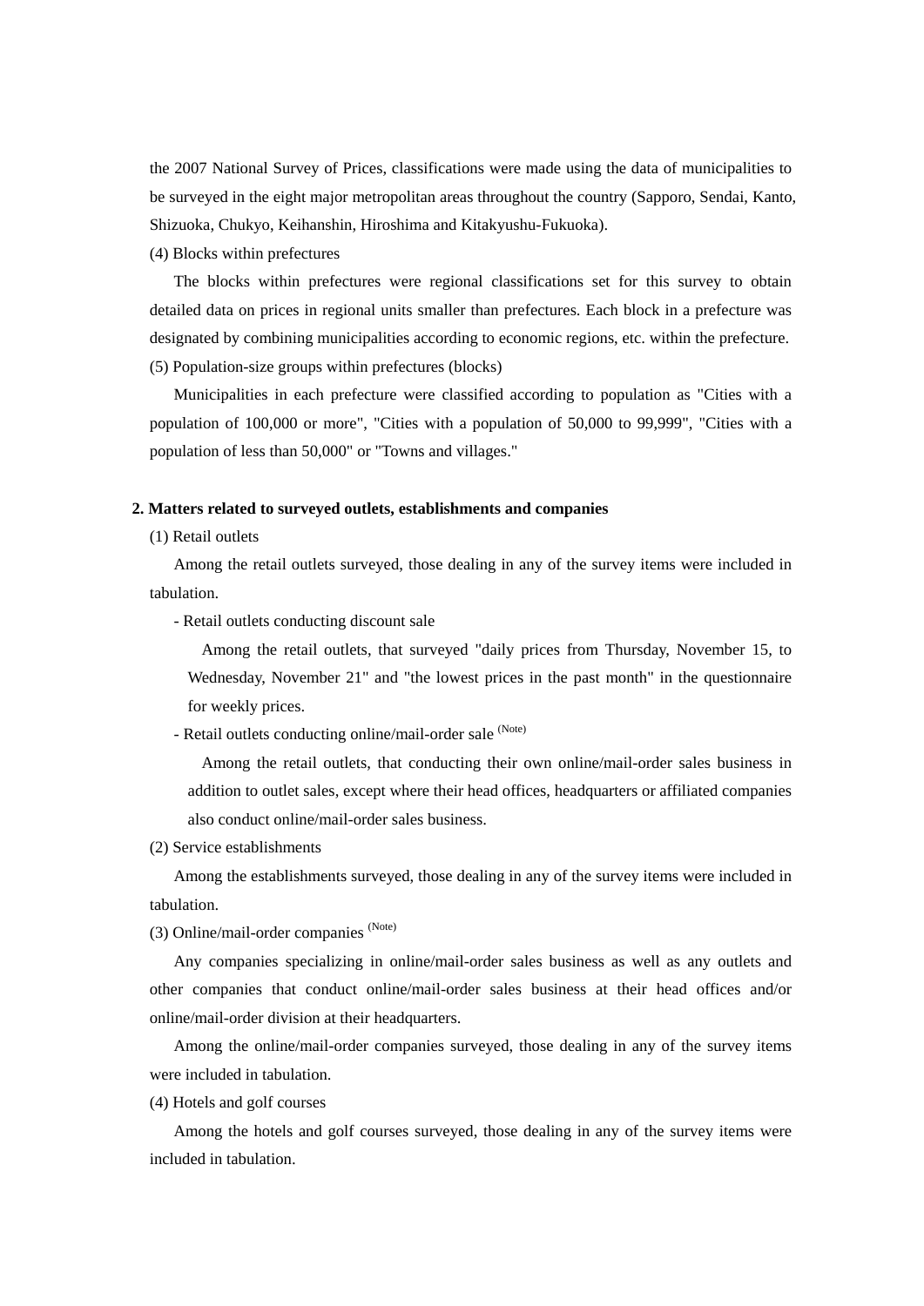the 2007 National Survey of Prices, classifications were made using the data of municipalities to be surveyed in the eight major metropolitan areas throughout the country (Sapporo, Sendai, Kanto, Shizuoka, Chukyo, Keihanshin, Hiroshima and Kitakyushu-Fukuoka).

(4) Blocks within prefectures

The blocks within prefectures were regional classifications set for this survey to obtain detailed data on prices in regional units smaller than prefectures. Each block in a prefecture was designated by combining municipalities according to economic regions, etc. within the prefecture.

(5) Population-size groups within prefectures (blocks)

Municipalities in each prefecture were classified according to population as "Cities with a population of 100,000 or more", "Cities with a population of 50,000 to 99,999", "Cities with a population of less than 50,000" or "Towns and villages."

## 2. Matters related to surveyed outlets, establishments and companies

(1) Retail outlets

Among the retail outlets surveyed, those dealing in any of the survey items were included in tabulation.

- Retail outlets conducting discount sale

  Among the retail outlets, that surveyed "daily prices from Thursday, November 15, to Wednesday, November 21" and "the lowest prices in the past month" in the questionnaire for weekly prices.

- Retail outlets conducting online/mail-order sale (Note)

  Among the retail outlets, that conducting their own online/mail-order sales business in addition to outlet sales, except where their head offices, headquarters or affiliated companies also conduct online/mail-order sales business.

(2) Service establishments

Among the establishments surveyed, those dealing in any of the survey items were included in tabulation.

(3) Online/mail-order companies (Note)

Any companies specializing in online/mail-order sales business as well as any outlets and other companies that conduct online/mail-order sales business at their head offices and/or online/mail-order division at their headquarters.

Among the online/mail-order companies surveyed, those dealing in any of the survey items were included in tabulation.

(4) Hotels and golf courses

Among the hotels and golf courses surveyed, those dealing in any of the survey items were included in tabulation.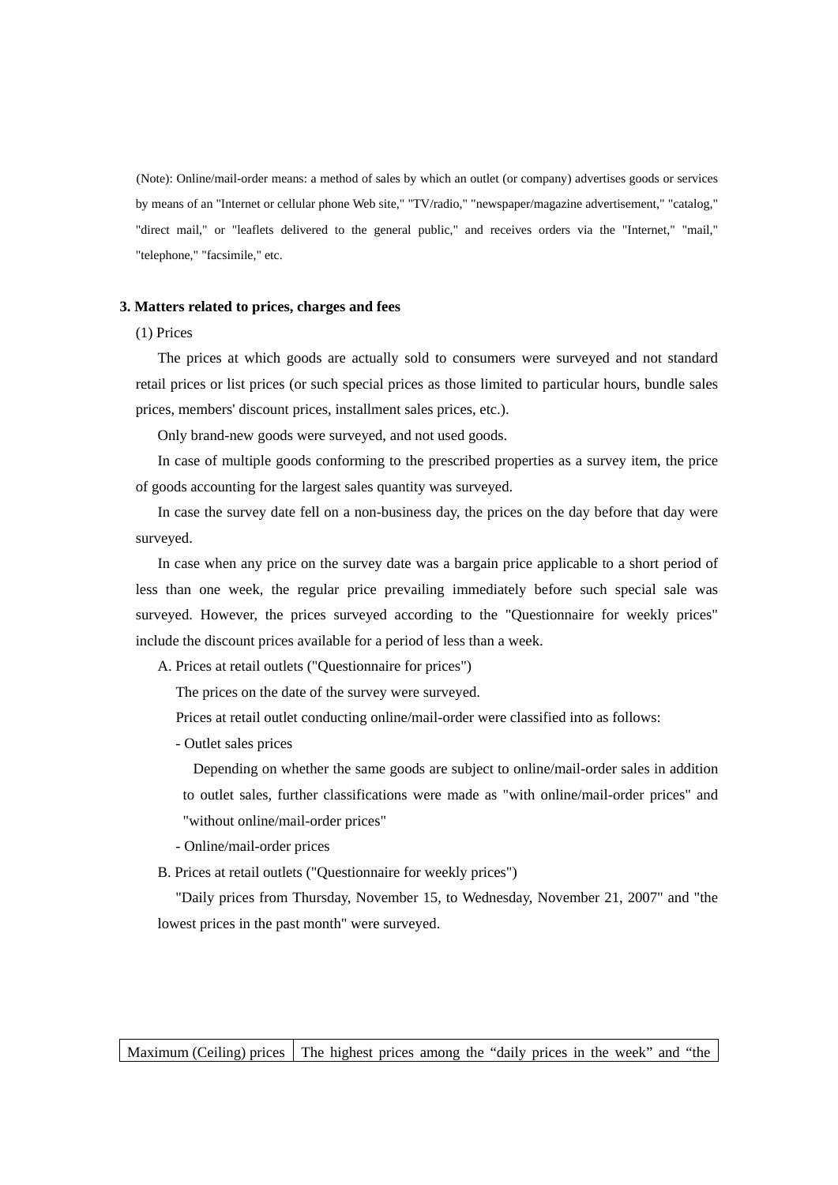(Note): Online/mail-order means: a method of sales by which an outlet (or company) advertises goods or services by means of an "Internet or cellular phone Web site," "TV/radio," "newspaper/magazine advertisement," "catalog," "direct mail," or "leaflets delivered to the general public," and receives orders via the "Internet," "mail," "telephone," "facsimile," etc.

### 3. Matters related to prices, charges and fees

(1) Prices

The prices at which goods are actually sold to consumers were surveyed and not standard retail prices or list prices (or such special prices as those limited to particular hours, bundle sales prices, members' discount prices, installment sales prices, etc.).

Only brand-new goods were surveyed, and not used goods.

In case of multiple goods conforming to the prescribed properties as a survey item, the price of goods accounting for the largest sales quantity was surveyed.

In case the survey date fell on a non-business day, the prices on the day before that day were surveyed.

In case when any price on the survey date was a bargain price applicable to a short period of less than one week, the regular price prevailing immediately before such special sale was surveyed. However, the prices surveyed according to the "Questionnaire for weekly prices" include the discount prices available for a period of less than a week.

A. Prices at retail outlets ("Questionnaire for prices")

The prices on the date of the survey were surveyed.

Prices at retail outlet conducting online/mail-order were classified into as follows:

- Outlet sales prices

  Depending on whether the same goods are subject to online/mail-order sales in addition to outlet sales, further classifications were made as "with online/mail-order prices" and "without online/mail-order prices"

- Online/mail-order prices

B. Prices at retail outlets ("Questionnaire for weekly prices")

"Daily prices from Thursday, November 15, to Wednesday, November 21, 2007" and "the lowest prices in the past month" were surveyed.

| Maximum (Ceiling) prices | The highest prices among the “daily prices in the week” and “the |
|---|---|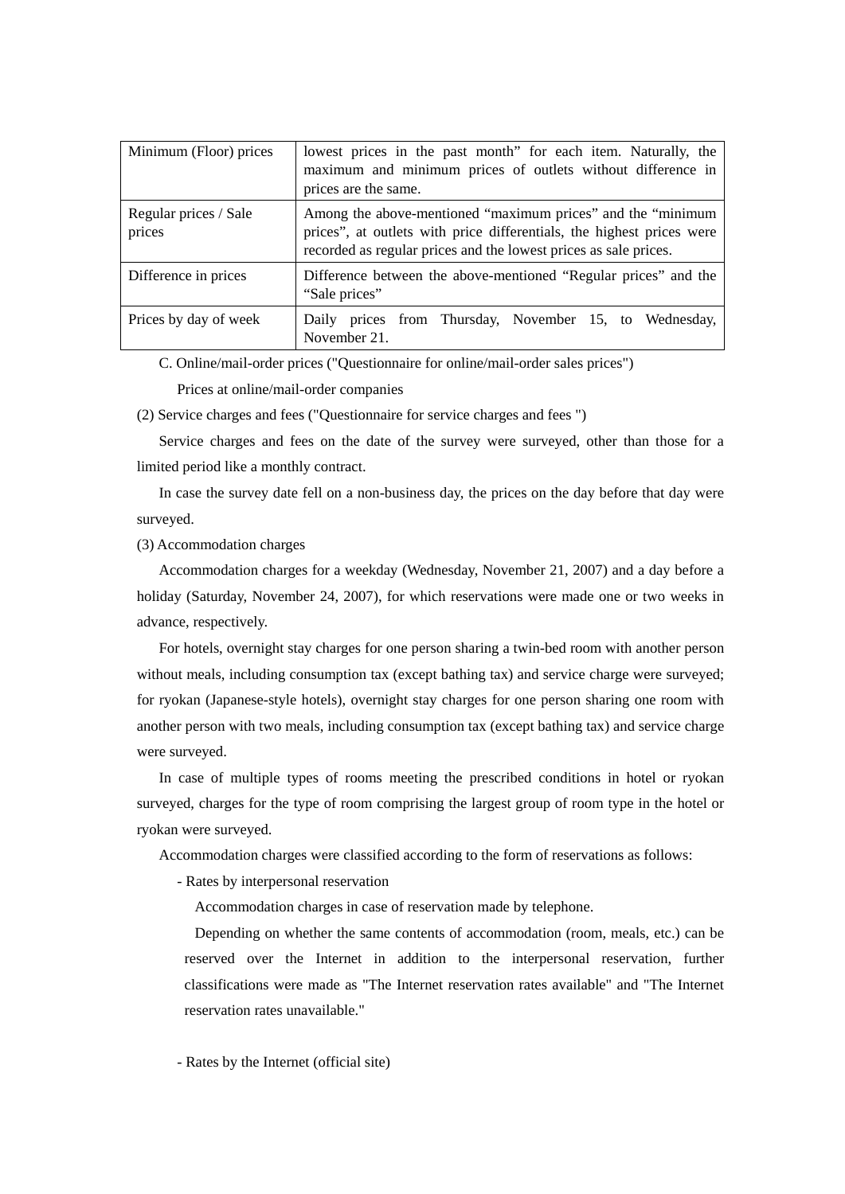| | |
|---|---|
| Minimum (Floor) prices | lowest prices in the past month" for each item. Naturally, the maximum and minimum prices of outlets without difference in prices are the same. |
| Regular prices / Sale prices | Among the above-mentioned "maximum prices" and the "minimum prices", at outlets with price differentials, the highest prices were recorded as regular prices and the lowest prices as sale prices. |
| Difference in prices | Difference between the above-mentioned "Regular prices" and the "Sale prices" |
| Prices by day of week | Daily prices from Thursday, November 15, to Wednesday, November 21. |

C. Online/mail-order prices ("Questionnaire for online/mail-order sales prices")

Prices at online/mail-order companies

(2) Service charges and fees ("Questionnaire for service charges and fees ")

Service charges and fees on the date of the survey were surveyed, other than those for a limited period like a monthly contract.

In case the survey date fell on a non-business day, the prices on the day before that day were surveyed.

(3) Accommodation charges

Accommodation charges for a weekday (Wednesday, November 21, 2007) and a day before a holiday (Saturday, November 24, 2007), for which reservations were made one or two weeks in advance, respectively.

For hotels, overnight stay charges for one person sharing a twin-bed room with another person without meals, including consumption tax (except bathing tax) and service charge were surveyed; for ryokan (Japanese-style hotels), overnight stay charges for one person sharing one room with another person with two meals, including consumption tax (except bathing tax) and service charge were surveyed.

In case of multiple types of rooms meeting the prescribed conditions in hotel or ryokan surveyed, charges for the type of room comprising the largest group of room type in the hotel or ryokan were surveyed.

Accommodation charges were classified according to the form of reservations as follows:

- Rates by interpersonal reservation

  Accommodation charges in case of reservation made by telephone.

  Depending on whether the same contents of accommodation (room, meals, etc.) can be reserved over the Internet in addition to the interpersonal reservation, further classifications were made as "The Internet reservation rates available" and "The Internet reservation rates unavailable."

- Rates by the Internet (official site)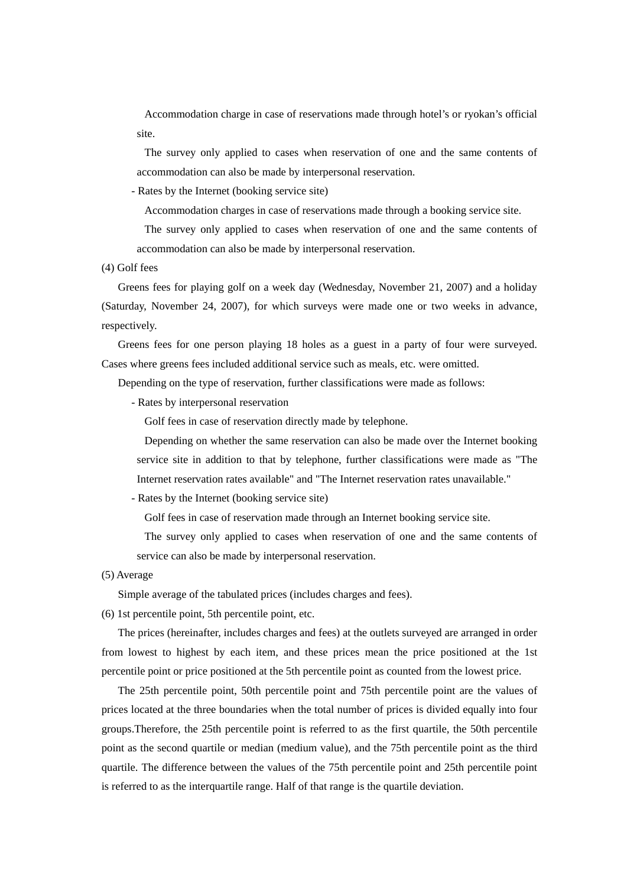Accommodation charge in case of reservations made through hotel's or ryokan's official site.

The survey only applied to cases when reservation of one and the same contents of accommodation can also be made by interpersonal reservation.

- Rates by the Internet (booking service site)

  Accommodation charges in case of reservations made through a booking service site.

  The survey only applied to cases when reservation of one and the same contents of accommodation can also be made by interpersonal reservation.

(4) Golf fees

Greens fees for playing golf on a week day (Wednesday, November 21, 2007) and a holiday (Saturday, November 24, 2007), for which surveys were made one or two weeks in advance, respectively.

Greens fees for one person playing 18 holes as a guest in a party of four were surveyed. Cases where greens fees included additional service such as meals, etc. were omitted.

Depending on the type of reservation, further classifications were made as follows:

- Rates by interpersonal reservation

  Golf fees in case of reservation directly made by telephone.

  Depending on whether the same reservation can also be made over the Internet booking service site in addition to that by telephone, further classifications were made as "The Internet reservation rates available" and "The Internet reservation rates unavailable."

- Rates by the Internet (booking service site)

  Golf fees in case of reservation made through an Internet booking service site.

  The survey only applied to cases when reservation of one and the same contents of service can also be made by interpersonal reservation.

(5) Average

Simple average of the tabulated prices (includes charges and fees).

(6) 1st percentile point, 5th percentile point, etc.

The prices (hereinafter, includes charges and fees) at the outlets surveyed are arranged in order from lowest to highest by each item, and these prices mean the price positioned at the 1st percentile point or price positioned at the 5th percentile point as counted from the lowest price.

The 25th percentile point, 50th percentile point and 75th percentile point are the values of prices located at the three boundaries when the total number of prices is divided equally into four groups.Therefore, the 25th percentile point is referred to as the first quartile, the 50th percentile point as the second quartile or median (medium value), and the 75th percentile point as the third quartile. The difference between the values of the 75th percentile point and 25th percentile point is referred to as the interquartile range. Half of that range is the quartile deviation.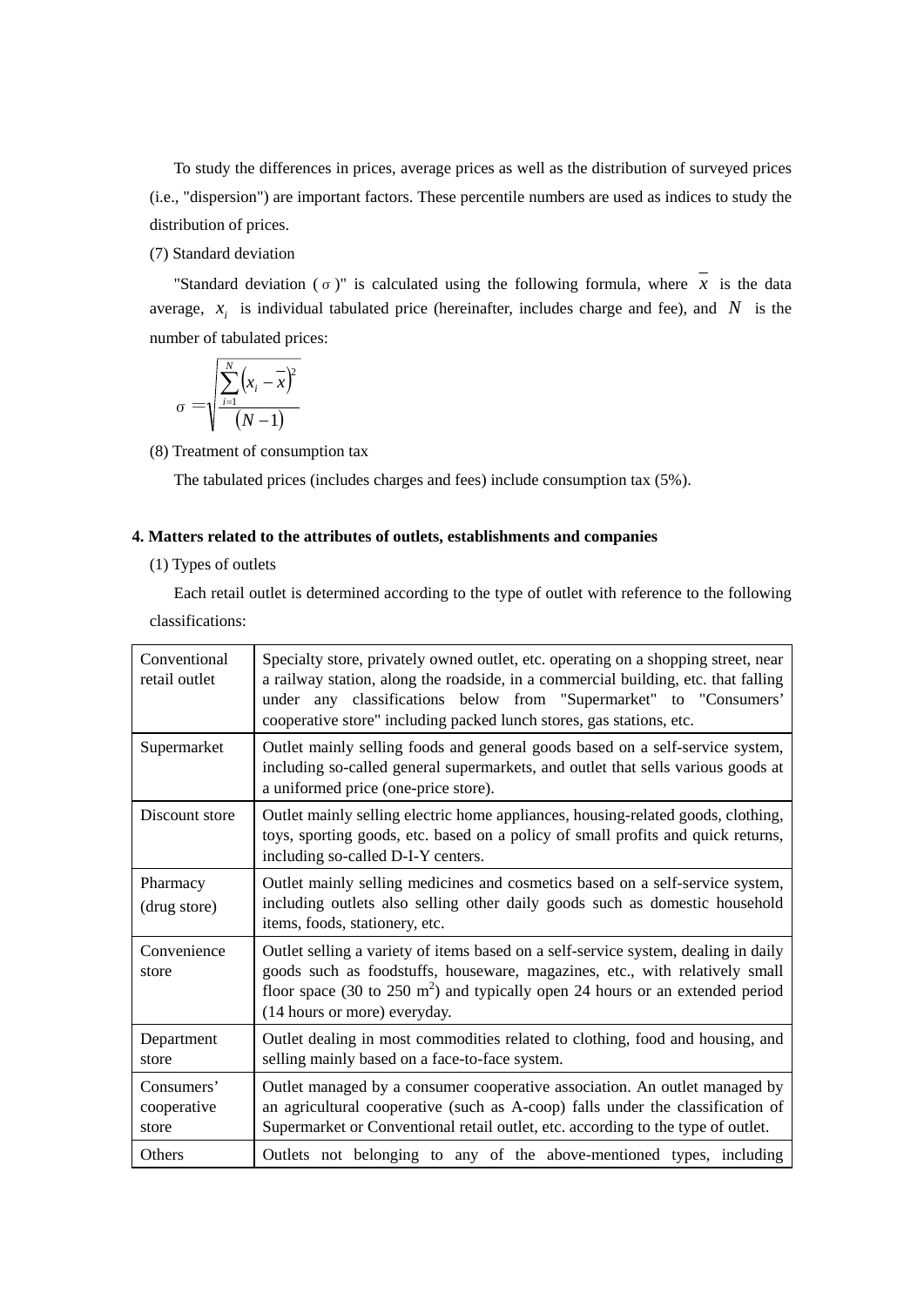To study the differences in prices, average prices as well as the distribution of surveyed prices (i.e., "dispersion") are important factors. These percentile numbers are used as indices to study the distribution of prices.

(7) Standard deviation

"Standard deviation ( $\sigma$ )" is calculated using the following formula, where $\overline{x}$ is the data average, $x_i$ is individual tabulated price (hereinafter, includes charge and fee), and $N$ is the number of tabulated prices:

$$\sigma = \sqrt{\frac{\sum_{i=1}^{N}\left(x_i - \overline{x}\right)^2}{\left(N-1\right)}}$$

(8) Treatment of consumption tax

The tabulated prices (includes charges and fees) include consumption tax (5%).

**4. Matters related to the attributes of outlets, establishments and companies**

(1) Types of outlets

Each retail outlet is determined according to the type of outlet with reference to the following classifications:

| | |
|---|---|
| Conventional retail outlet | Specialty store, privately owned outlet, etc. operating on a shopping street, near a railway station, along the roadside, in a commercial building, etc. that falling under any classifications below from "Supermarket" to "Consumers' cooperative store" including packed lunch stores, gas stations, etc. |
| Supermarket | Outlet mainly selling foods and general goods based on a self-service system, including so-called general supermarkets, and outlet that sells various goods at a uniformed price (one-price store). |
| Discount store | Outlet mainly selling electric home appliances, housing-related goods, clothing, toys, sporting goods, etc. based on a policy of small profits and quick returns, including so-called D-I-Y centers. |
| Pharmacy (drug store) | Outlet mainly selling medicines and cosmetics based on a self-service system, including outlets also selling other daily goods such as domestic household items, foods, stationery, etc. |
| Convenience store | Outlet selling a variety of items based on a self-service system, dealing in daily goods such as foodstuffs, houseware, magazines, etc., with relatively small floor space (30 to 250 $m^2$) and typically open 24 hours or an extended period (14 hours or more) everyday. |
| Department store | Outlet dealing in most commodities related to clothing, food and housing, and selling mainly based on a face-to-face system. |
| Consumers' cooperative store | Outlet managed by a consumer cooperative association. An outlet managed by an agricultural cooperative (such as A-coop) falls under the classification of Supermarket or Conventional retail outlet, etc. according to the type of outlet. |
| Others | Outlets not belonging to any of the above-mentioned types, including |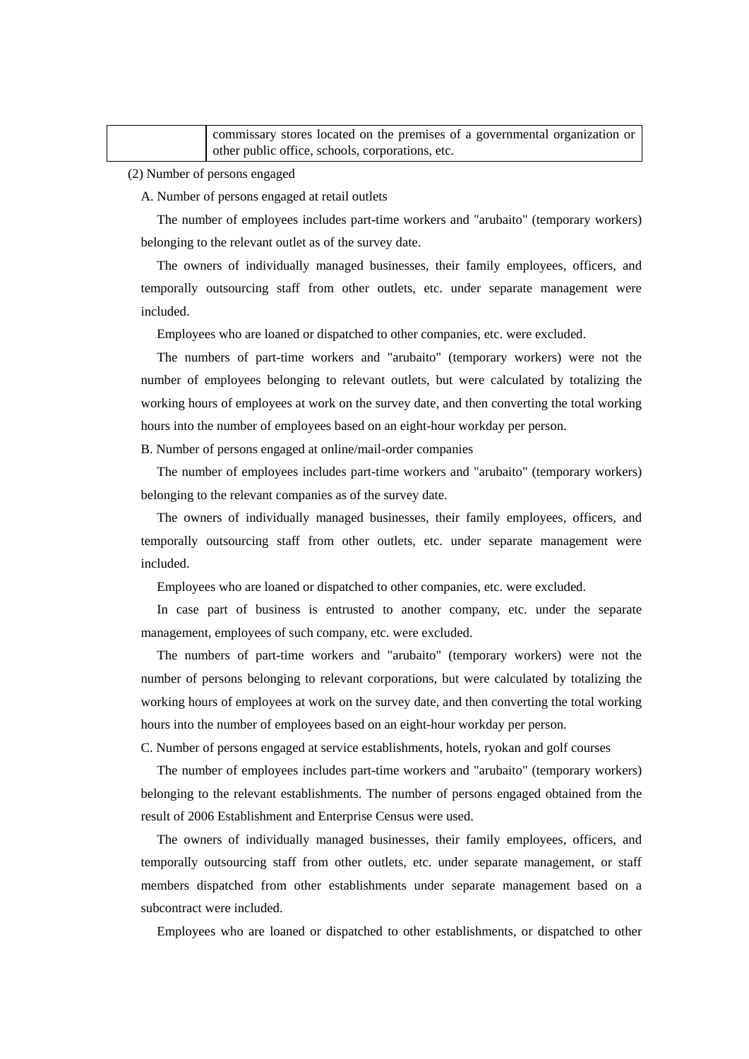| | commissary stores located on the premises of a governmental organization or other public office, schools, corporations, etc. |
|---|---|

(2) Number of persons engaged

A. Number of persons engaged at retail outlets

The number of employees includes part-time workers and "arubaito" (temporary workers) belonging to the relevant outlet as of the survey date.

The owners of individually managed businesses, their family employees, officers, and temporally outsourcing staff from other outlets, etc. under separate management were included.

Employees who are loaned or dispatched to other companies, etc. were excluded.

The numbers of part-time workers and "arubaito" (temporary workers) were not the number of employees belonging to relevant outlets, but were calculated by totalizing the working hours of employees at work on the survey date, and then converting the total working hours into the number of employees based on an eight-hour workday per person.

B. Number of persons engaged at online/mail-order companies

The number of employees includes part-time workers and "arubaito" (temporary workers) belonging to the relevant companies as of the survey date.

The owners of individually managed businesses, their family employees, officers, and temporally outsourcing staff from other outlets, etc. under separate management were included.

Employees who are loaned or dispatched to other companies, etc. were excluded.

In case part of business is entrusted to another company, etc. under the separate management, employees of such company, etc. were excluded.

The numbers of part-time workers and "arubaito" (temporary workers) were not the number of persons belonging to relevant corporations, but were calculated by totalizing the working hours of employees at work on the survey date, and then converting the total working hours into the number of employees based on an eight-hour workday per person.

C. Number of persons engaged at service establishments, hotels, ryokan and golf courses

The number of employees includes part-time workers and "arubaito" (temporary workers) belonging to the relevant establishments. The number of persons engaged obtained from the result of 2006 Establishment and Enterprise Census were used.

The owners of individually managed businesses, their family employees, officers, and temporally outsourcing staff from other outlets, etc. under separate management, or staff members dispatched from other establishments under separate management based on a subcontract were included.

Employees who are loaned or dispatched to other establishments, or dispatched to other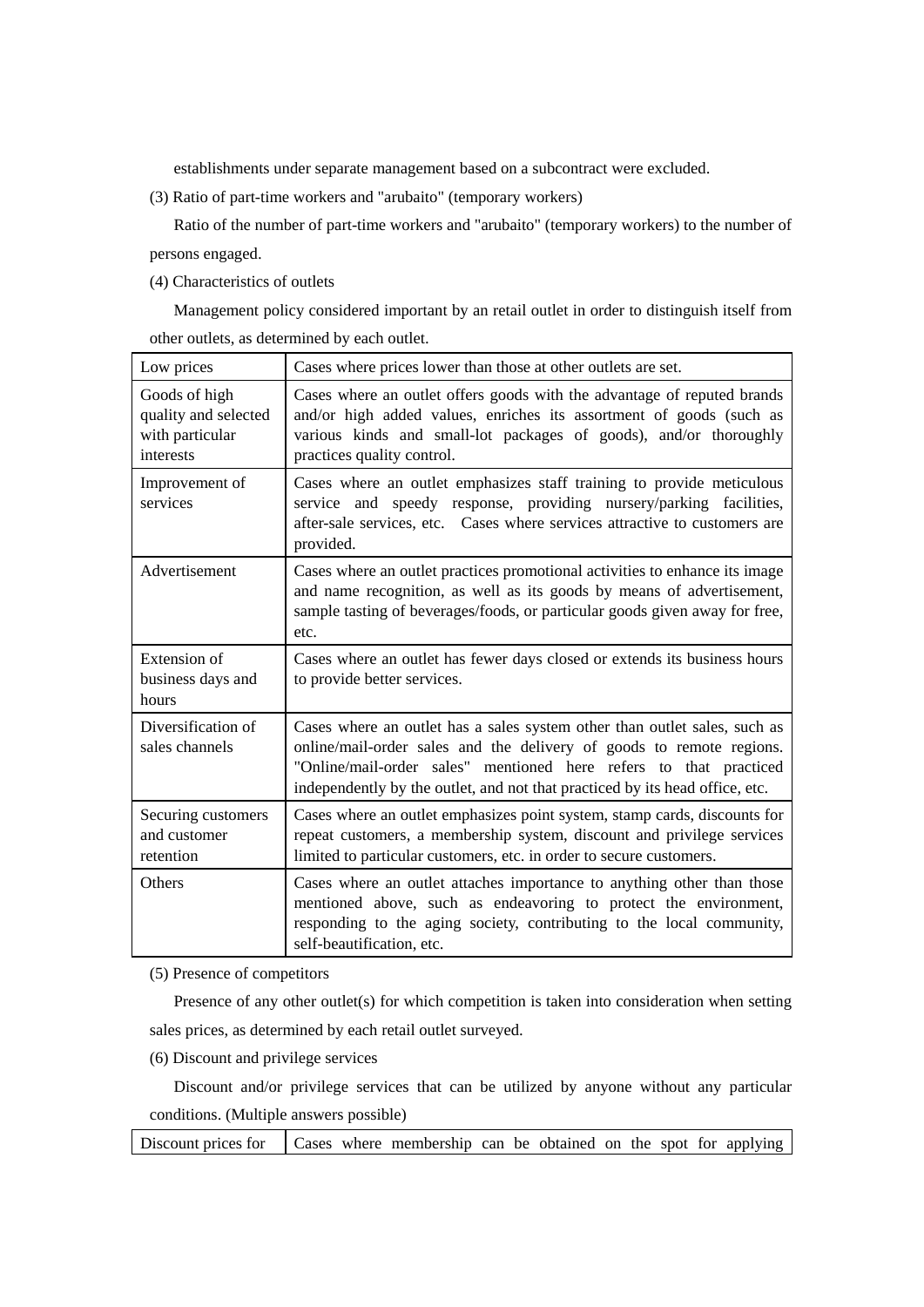establishments under separate management based on a subcontract were excluded.

(3) Ratio of part-time workers and "arubaito" (temporary workers)

Ratio of the number of part-time workers and "arubaito" (temporary workers) to the number of persons engaged.

(4) Characteristics of outlets

Management policy considered important by an retail outlet in order to distinguish itself from other outlets, as determined by each outlet.

| Low prices | Cases where prices lower than those at other outlets are set. |
|---|---|
| Goods of high quality and selected with particular interests | Cases where an outlet offers goods with the advantage of reputed brands and/or high added values, enriches its assortment of goods (such as various kinds and small-lot packages of goods), and/or thoroughly practices quality control. |
| Improvement of services | Cases where an outlet emphasizes staff training to provide meticulous service and speedy response, providing nursery/parking facilities, after-sale services, etc. Cases where services attractive to customers are provided. |
| Advertisement | Cases where an outlet practices promotional activities to enhance its image and name recognition, as well as its goods by means of advertisement, sample tasting of beverages/foods, or particular goods given away for free, etc. |
| Extension of business days and hours | Cases where an outlet has fewer days closed or extends its business hours to provide better services. |
| Diversification of sales channels | Cases where an outlet has a sales system other than outlet sales, such as online/mail-order sales and the delivery of goods to remote regions. "Online/mail-order sales" mentioned here refers to that practiced independently by the outlet, and not that practiced by its head office, etc. |
| Securing customers and customer retention | Cases where an outlet emphasizes point system, stamp cards, discounts for repeat customers, a membership system, discount and privilege services limited to particular customers, etc. in order to secure customers. |
| Others | Cases where an outlet attaches importance to anything other than those mentioned above, such as endeavoring to protect the environment, responding to the aging society, contributing to the local community, self-beautification, etc. |

(5) Presence of competitors

Presence of any other outlet(s) for which competition is taken into consideration when setting sales prices, as determined by each retail outlet surveyed.

(6) Discount and privilege services

Discount and/or privilege services that can be utilized by anyone without any particular conditions. (Multiple answers possible)

| Discount prices for | Cases where membership can be obtained on the spot for applying |
|---|---|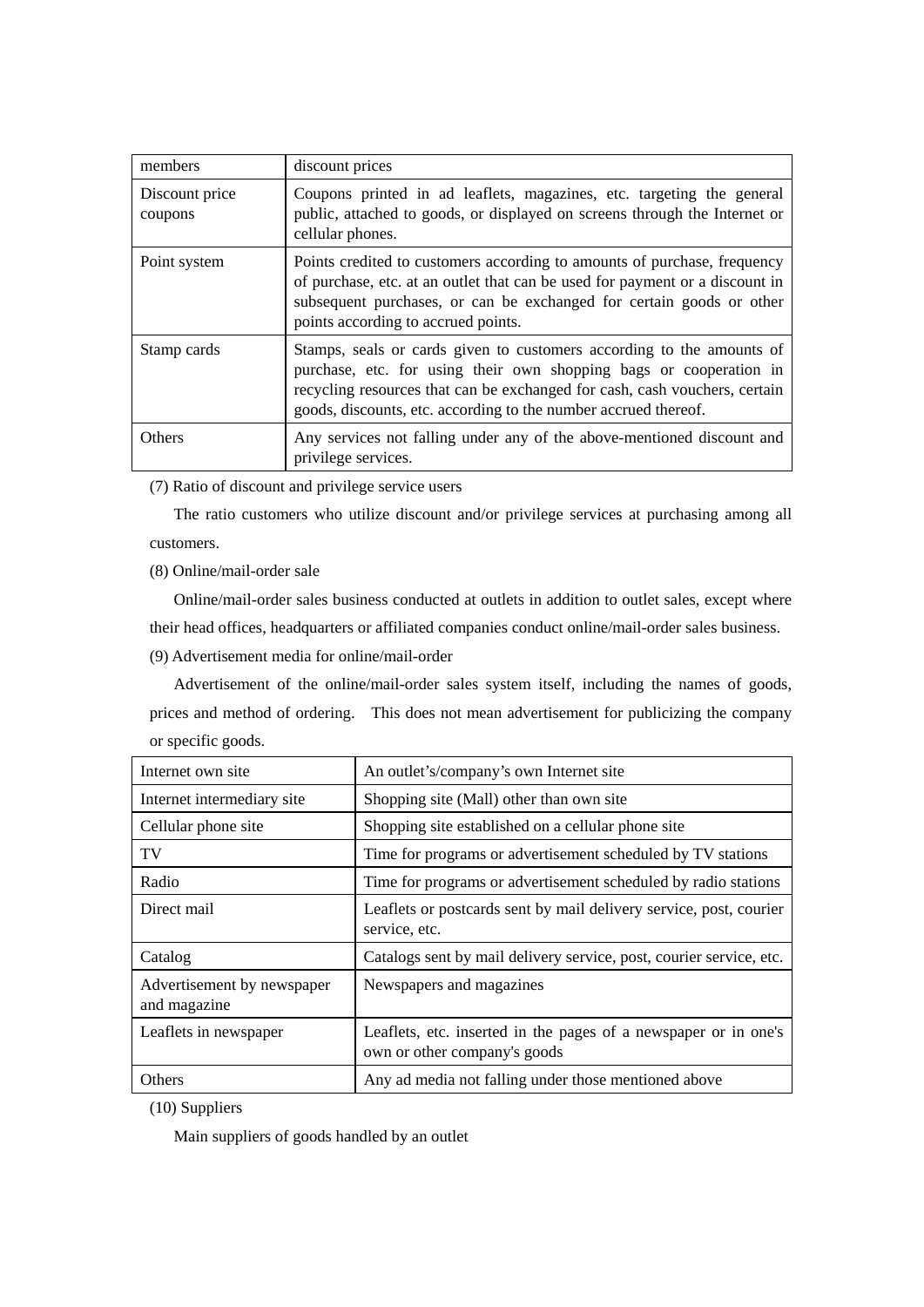| members | discount prices |
|---|---|
| Discount price coupons | Coupons printed in ad leaflets, magazines, etc. targeting the general public, attached to goods, or displayed on screens through the Internet or cellular phones. |
| Point system | Points credited to customers according to amounts of purchase, frequency of purchase, etc. at an outlet that can be used for payment or a discount in subsequent purchases, or can be exchanged for certain goods or other points according to accrued points. |
| Stamp cards | Stamps, seals or cards given to customers according to the amounts of purchase, etc. for using their own shopping bags or cooperation in recycling resources that can be exchanged for cash, cash vouchers, certain goods, discounts, etc. according to the number accrued thereof. |
| Others | Any services not falling under any of the above-mentioned discount and privilege services. |

(7) Ratio of discount and privilege service users

The ratio customers who utilize discount and/or privilege services at purchasing among all customers.

(8) Online/mail-order sale

Online/mail-order sales business conducted at outlets in addition to outlet sales, except where their head offices, headquarters or affiliated companies conduct online/mail-order sales business.

(9) Advertisement media for online/mail-order

Advertisement of the online/mail-order sales system itself, including the names of goods, prices and method of ordering. This does not mean advertisement for publicizing the company or specific goods.

| Internet own site | An outlet's/company's own Internet site |
|---|---|
| Internet intermediary site | Shopping site (Mall) other than own site |
| Cellular phone site | Shopping site established on a cellular phone site |
| TV | Time for programs or advertisement scheduled by TV stations |
| Radio | Time for programs or advertisement scheduled by radio stations |
| Direct mail | Leaflets or postcards sent by mail delivery service, post, courier service, etc. |
| Catalog | Catalogs sent by mail delivery service, post, courier service, etc. |
| Advertisement by newspaper and magazine | Newspapers and magazines |
| Leaflets in newspaper | Leaflets, etc. inserted in the pages of a newspaper or in one's own or other company's goods |
| Others | Any ad media not falling under those mentioned above |

(10) Suppliers

Main suppliers of goods handled by an outlet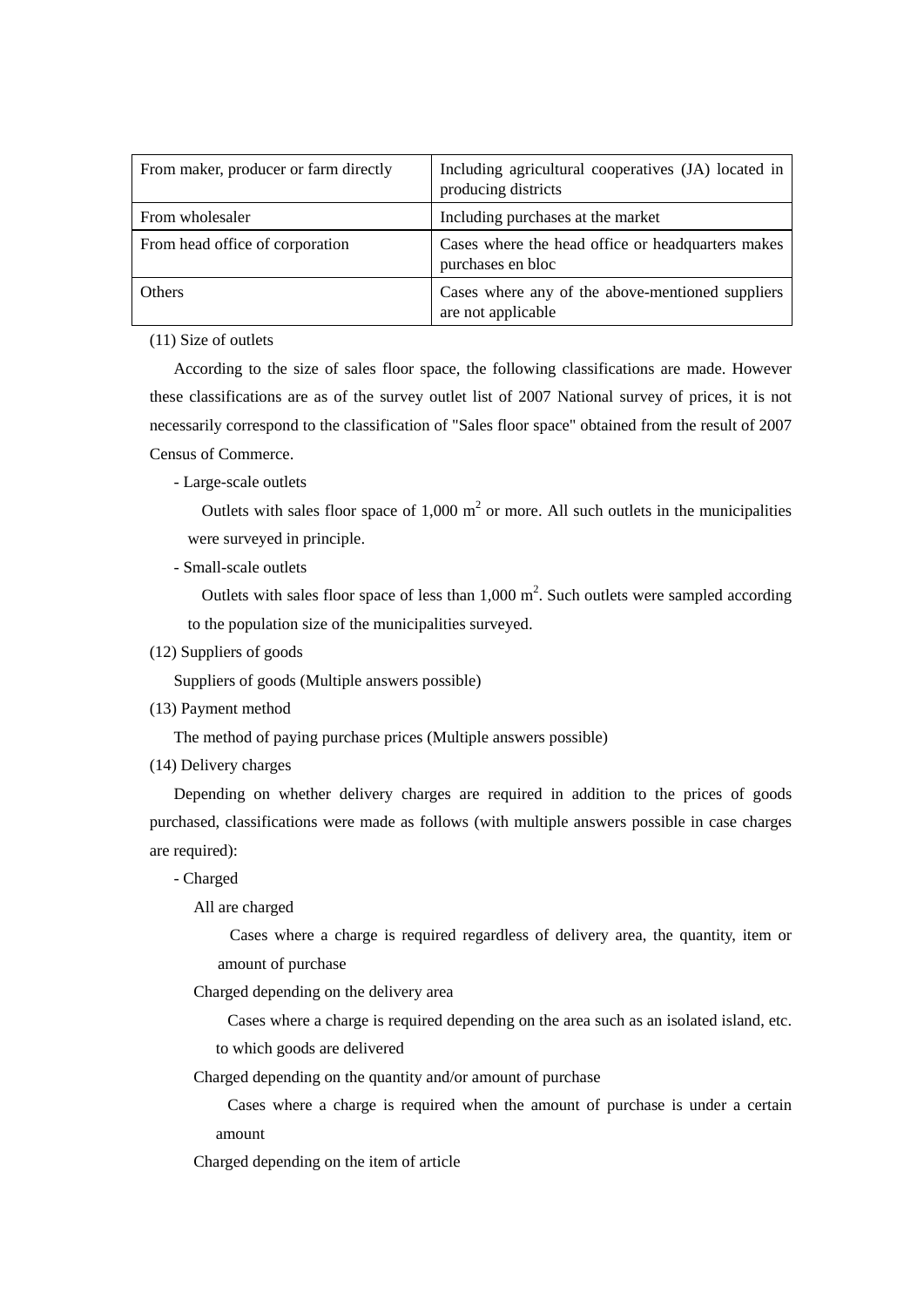| From maker, producer or farm directly | Including agricultural cooperatives (JA) located in producing districts |
|---|---|
| From wholesaler | Including purchases at the market |
| From head office of corporation | Cases where the head office or headquarters makes purchases en bloc |
| Others | Cases where any of the above-mentioned suppliers are not applicable |

(11) Size of outlets

According to the size of sales floor space, the following classifications are made. However these classifications are as of the survey outlet list of 2007 National survey of prices, it is not necessarily correspond to the classification of "Sales floor space" obtained from the result of 2007 Census of Commerce.

- Large-scale outlets

  Outlets with sales floor space of 1,000 $m^2$ or more. All such outlets in the municipalities were surveyed in principle.

- Small-scale outlets

  Outlets with sales floor space of less than 1,000 $m^2$. Such outlets were sampled according to the population size of the municipalities surveyed.

(12) Suppliers of goods

Suppliers of goods (Multiple answers possible)

(13) Payment method

The method of paying purchase prices (Multiple answers possible)

(14) Delivery charges

Depending on whether delivery charges are required in addition to the prices of goods purchased, classifications were made as follows (with multiple answers possible in case charges are required):

- Charged

  All are charged

  Cases where a charge is required regardless of delivery area, the quantity, item or amount of purchase

  Charged depending on the delivery area

  Cases where a charge is required depending on the area such as an isolated island, etc. to which goods are delivered

  Charged depending on the quantity and/or amount of purchase

  Cases where a charge is required when the amount of purchase is under a certain amount

  Charged depending on the item of article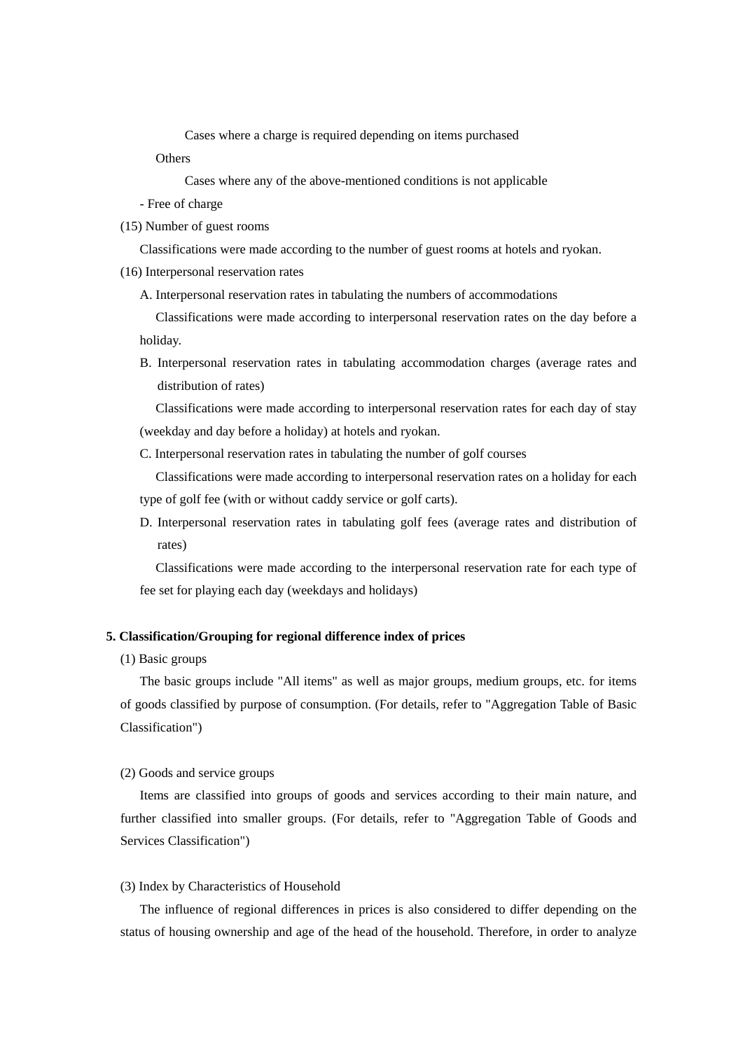Cases where a charge is required depending on items purchased

Others

Cases where any of the above-mentioned conditions is not applicable

- Free of charge

(15) Number of guest rooms

Classifications were made according to the number of guest rooms at hotels and ryokan.

(16) Interpersonal reservation rates

A. Interpersonal reservation rates in tabulating the numbers of accommodations

Classifications were made according to interpersonal reservation rates on the day before a holiday.

B. Interpersonal reservation rates in tabulating accommodation charges (average rates and distribution of rates)

Classifications were made according to interpersonal reservation rates for each day of stay (weekday and day before a holiday) at hotels and ryokan.

C. Interpersonal reservation rates in tabulating the number of golf courses

Classifications were made according to interpersonal reservation rates on a holiday for each type of golf fee (with or without caddy service or golf carts).

D. Interpersonal reservation rates in tabulating golf fees (average rates and distribution of rates)

Classifications were made according to the interpersonal reservation rate for each type of fee set for playing each day (weekdays and holidays)

**5. Classification/Grouping for regional difference index of prices**

(1) Basic groups

The basic groups include "All items" as well as major groups, medium groups, etc. for items of goods classified by purpose of consumption. (For details, refer to "Aggregation Table of Basic Classification")

(2) Goods and service groups

Items are classified into groups of goods and services according to their main nature, and further classified into smaller groups. (For details, refer to "Aggregation Table of Goods and Services Classification")

(3) Index by Characteristics of Household

The influence of regional differences in prices is also considered to differ depending on the status of housing ownership and age of the head of the household. Therefore, in order to analyze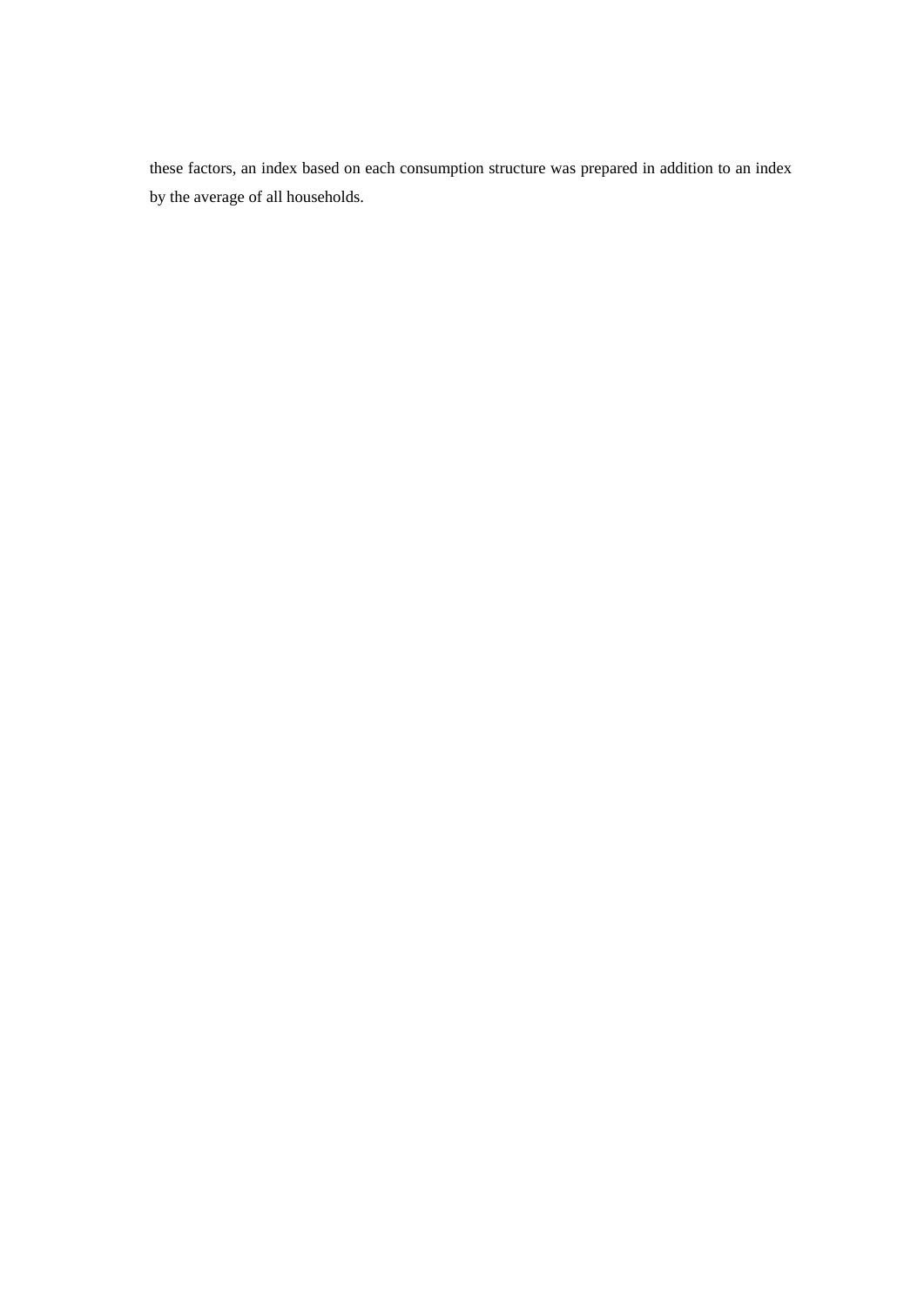these factors, an index based on each consumption structure was prepared in addition to an index by the average of all households.